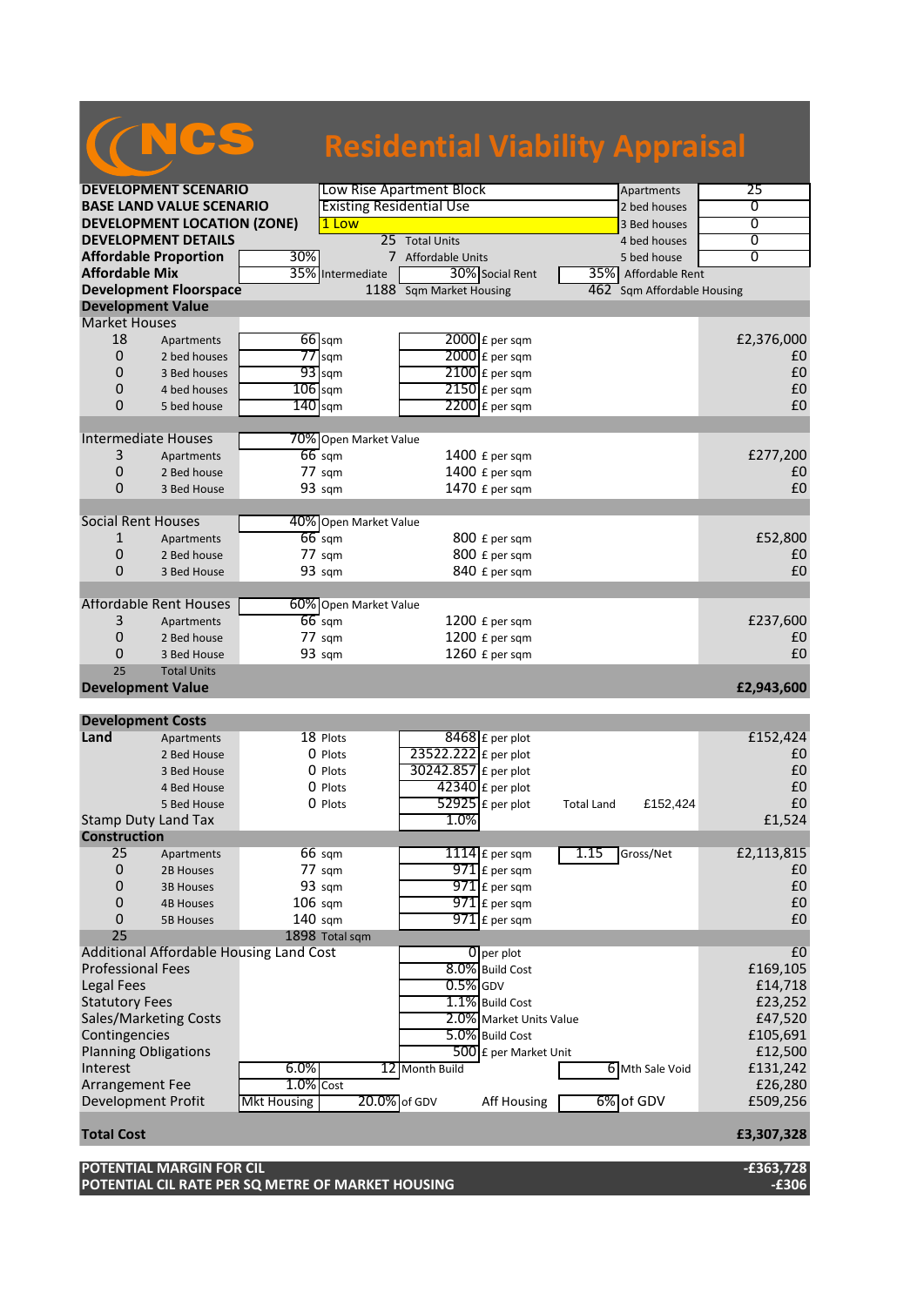# NCS Residential Viability Appraisal

| | | | | |
|---|---|---|---|---|
| **DEVELOPMENT SCENARIO** | Low Rise Apartment Block | | Apartments | 25 |
| **BASE LAND VALUE SCENARIO** | Existing Residential Use | | 2 bed houses | 0 |
| **DEVELOPMENT LOCATION (ZONE)** | 1 Low | | 3 Bed houses | 0 |
| **DEVELOPMENT DETAILS** | 25 Total Units | | 4 bed houses | 0 |
| **Affordable Proportion** | 30% | 7 Affordable Units | 5 bed house | 0 |
| **Affordable Mix** | 35% Intermediate | 30% Social Rent | 35% Affordable Rent | |
| **Development Floorspace** | 1188 Sqm Market Housing | | 462 Sqm Affordable Housing | |

## Development Value

| | | | | |
|---|---|---|---|---|
| **Market Houses** | | | | |
| 18 | Apartments | 66 sqm | 2000 £ per sqm | £2,376,000 |
| 0 | 2 bed houses | 77 sqm | 2000 £ per sqm | £0 |
| 0 | 3 Bed houses | 93 sqm | 2100 £ per sqm | £0 |
| 0 | 4 bed houses | 106 sqm | 2150 £ per sqm | £0 |
| 0 | 5 bed house | 140 sqm | 2200 £ per sqm | £0 |
| **Intermediate Houses** | | 70% Open Market Value | | |
| 3 | Apartments | 66 sqm | 1400 £ per sqm | £277,200 |
| 0 | 2 Bed house | 77 sqm | 1400 £ per sqm | £0 |
| 0 | 3 Bed House | 93 sqm | 1470 £ per sqm | £0 |
| **Social Rent Houses** | | 40% Open Market Value | | |
| 1 | Apartments | 66 sqm | 800 £ per sqm | £52,800 |
| 0 | 2 Bed House | 77 sqm | 800 £ per sqm | £0 |
| 0 | 3 Bed House | 93 sqm | 840 £ per sqm | £0 |
| **Affordable Rent Houses** | | 60% Open Market Value | | |
| 3 | Apartments | 66 sqm | 1200 £ per sqm | £237,600 |
| 0 | 2 Bed House | 77 sqm | 1200 £ per sqm | £0 |
| 0 | 3 Bed House | 93 sqm | 1260 £ per sqm | £0 |
| 25 | Total Units | | | |
| **Development Value** | | | | **£2,943,600** |

## Development Costs

| | | | | | | |
|---|---|---|---|---|---|---|
| **Land** | Apartments | 18 Plots | 8468 £ per plot | | | £152,424 |
| | 2 Bed House | 0 Plots | 23522.222 £ per plot | | | £0 |
| | 3 Bed House | 0 Plots | 30242.857 £ per plot | | | £0 |
| | 4 Bed House | 0 Plots | 42340 £ per plot | | | £0 |
| | 5 Bed House | 0 Plots | 52925 £ per plot | Total Land | £152,424 | £0 |
| Stamp Duty Land Tax | | | 1.0% | | | £1,524 |
| **Construction** | | | | | | |
| 25 | Apartments | 66 sqm | 1114 £ per sqm | 1.15 | Gross/Net | £2,113,815 |
| 0 | 2B Houses | 77 sqm | 971 £ per sqm | | | £0 |
| 0 | 3B Houses | 93 sqm | 971 £ per sqm | | | £0 |
| 0 | 4B Houses | 106 sqm | 971 £ per sqm | | | £0 |
| 0 | 5B Houses | 140 sqm | 971 £ per sqm | | | £0 |
| 25 | | 1898 Total sqm | | | | |
| Additional Affordable Housing Land Cost | | | 0 per plot | | | £0 |
| Professional Fees | | | 8.0% Build Cost | | | £169,105 |
| Legal Fees | | | 0.5% GDV | | | £14,718 |
| Statutory Fees | | | 1.1% Build Cost | | | £23,252 |
| Sales/Marketing Costs | | | 2.0% Market Units Value | | | £47,520 |
| Contingencies | | | 5.0% Build Cost | | | £105,691 |
| Planning Obligations | | | 500 £ per Market Unit | | | £12,500 |
| Interest | 6.0% | | 12 Month Build | 6 Mth Sale Void | | £131,242 |
| Arrangement Fee | 1.0% Cost | | | | | £26,280 |
| Development Profit | Mkt Housing | 20.0% of GDV | | Aff Housing | 6% of GDV | £509,256 |
| **Total Cost** | | | | | | **£3,307,328** |

| | |
|---|---|
| **POTENTIAL MARGIN FOR CIL** | **-£363,728** |
| **POTENTIAL CIL RATE PER SQ METRE OF MARKET HOUSING** | **-£306** |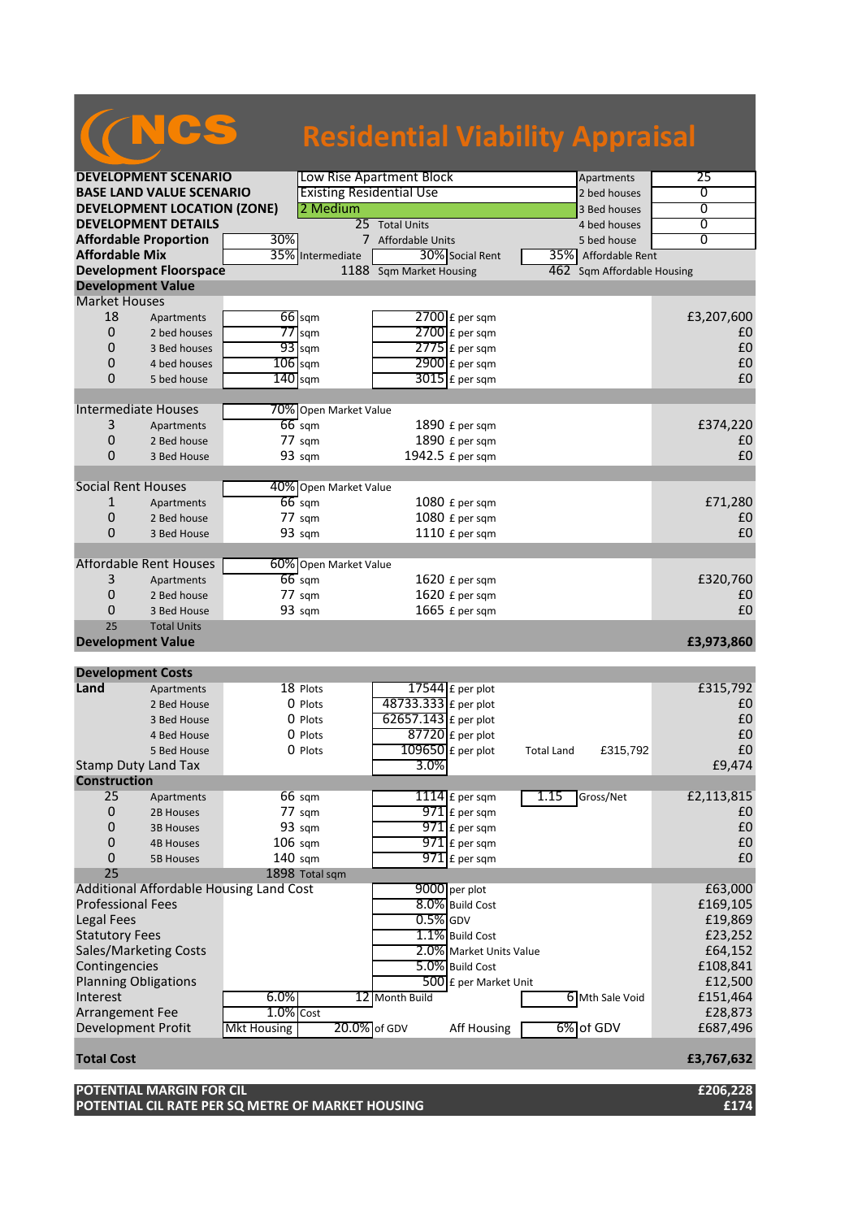# NCS Residential Viability Appraisal

| | | | |
|---|---|---|---|
| **DEVELOPMENT SCENARIO** | Low Rise Apartment Block | Apartments | 25 |
| **BASE LAND VALUE SCENARIO** | Existing Residential Use | 2 bed houses | 0 |
| **DEVELOPMENT LOCATION (ZONE)** | 2 Medium | 3 Bed houses | 0 |
| **DEVELOPMENT DETAILS** | 25 Total Units | 4 bed houses | 0 |
| **Affordable Proportion** | 30% — 7 Affordable Units | 5 bed house | 0 |
| **Affordable Mix** | 35% Intermediate — 30% Social Rent | 35% Affordable Rent | |
| **Development Floorspace** | 1188 Sqm Market Housing | 462 Sqm Affordable Housing | |

## Development Value

| | | | | | |
|---|---|---|---|---|---|
| **Market Houses** | | | | | |
| 18 | Apartments | 66 sqm | 2700 £ per sqm | | £3,207,600 |
| 0 | 2 bed houses | 77 sqm | 2700 £ per sqm | | £0 |
| 0 | 3 Bed houses | 93 sqm | 2775 £ per sqm | | £0 |
| 0 | 4 bed houses | 106 sqm | 2900 £ per sqm | | £0 |
| 0 | 5 bed house | 140 sqm | 3015 £ per sqm | | £0 |
| **Intermediate Houses** | | 70% Open Market Value | | | |
| 3 | Apartments | 66 sqm | 1890 £ per sqm | | £374,220 |
| 0 | 2 Bed House | 77 sqm | 1890 £ per sqm | | £0 |
| 0 | 3 Bed House | 93 sqm | 1942.5 £ per sqm | | £0 |
| **Social Rent Houses** | | 40% Open Market Value | | | |
| 1 | Apartments | 66 sqm | 1080 £ per sqm | | £71,280 |
| 0 | 2 Bed House | 77 sqm | 1080 £ per sqm | | £0 |
| 0 | 3 Bed House | 93 sqm | 1110 £ per sqm | | £0 |
| **Affordable Rent Houses** | | 60% Open Market Value | | | |
| 3 | Apartments | 66 sqm | 1620 £ per sqm | | £320,760 |
| 0 | 2 Bed House | 77 sqm | 1620 £ per sqm | | £0 |
| 0 | 3 Bed House | 93 sqm | 1665 £ per sqm | | £0 |
| 25 | Total Units | | | | |
| **Development Value** | | | | | **£3,973,860** |

## Development Costs

| | | | | | |
|---|---|---|---|---|---|
| **Land** | Apartments | 18 Plots | 17544 £ per plot | | £315,792 |
| | 2 Bed House | 0 Plots | 48733.333 £ per plot | | £0 |
| | 3 Bed House | 0 Plots | 62657.143 £ per plot | | £0 |
| | 4 Bed House | 0 Plots | 87720 £ per plot | | £0 |
| | 5 Bed House | 0 Plots | 109650 £ per plot | Total Land £315,792 | £0 |
| Stamp Duty Land Tax | | | 3.0% | | £9,474 |
| **Construction** | | | | | |
| 25 | Apartments | 66 sqm | 1114 £ per sqm | 1.15 Gross/Net | £2,113,815 |
| 0 | 2B Houses | 77 sqm | 971 £ per sqm | | £0 |
| 0 | 3B Houses | 93 sqm | 971 £ per sqm | | £0 |
| 0 | 4B Houses | 106 sqm | 971 £ per sqm | | £0 |
| 0 | 5B Houses | 140 sqm | 971 £ per sqm | | £0 |
| 25 | | 1898 Total sqm | | | |
| Additional Affordable Housing Land Cost | | | 9000 per plot | | £63,000 |
| Professional Fees | | | 8.0% Build Cost | | £169,105 |
| Legal Fees | | | 0.5% GDV | | £19,869 |
| Statutory Fees | | | 1.1% Build Cost | | £23,252 |
| Sales/Marketing Costs | | | 2.0% Market Units Value | | £64,152 |
| Contingencies | | | 5.0% Build Cost | | £108,841 |
| Planning Obligations | | | 500 £ per Market Unit | | £12,500 |
| Interest | 6.0% | 12 Month Build | | 6 Mth Sale Void | £151,464 |
| Arrangement Fee | 1.0% Cost | | | | £28,873 |
| Development Profit | Mkt Housing | 20.0% of GDV | Aff Housing | 6% of GDV | £687,496 |
| **Total Cost** | | | | | **£3,767,632** |

| | |
|---|---|
| **POTENTIAL MARGIN FOR CIL** | **£206,228** |
| **POTENTIAL CIL RATE PER SQ METRE OF MARKET HOUSING** | **£174** |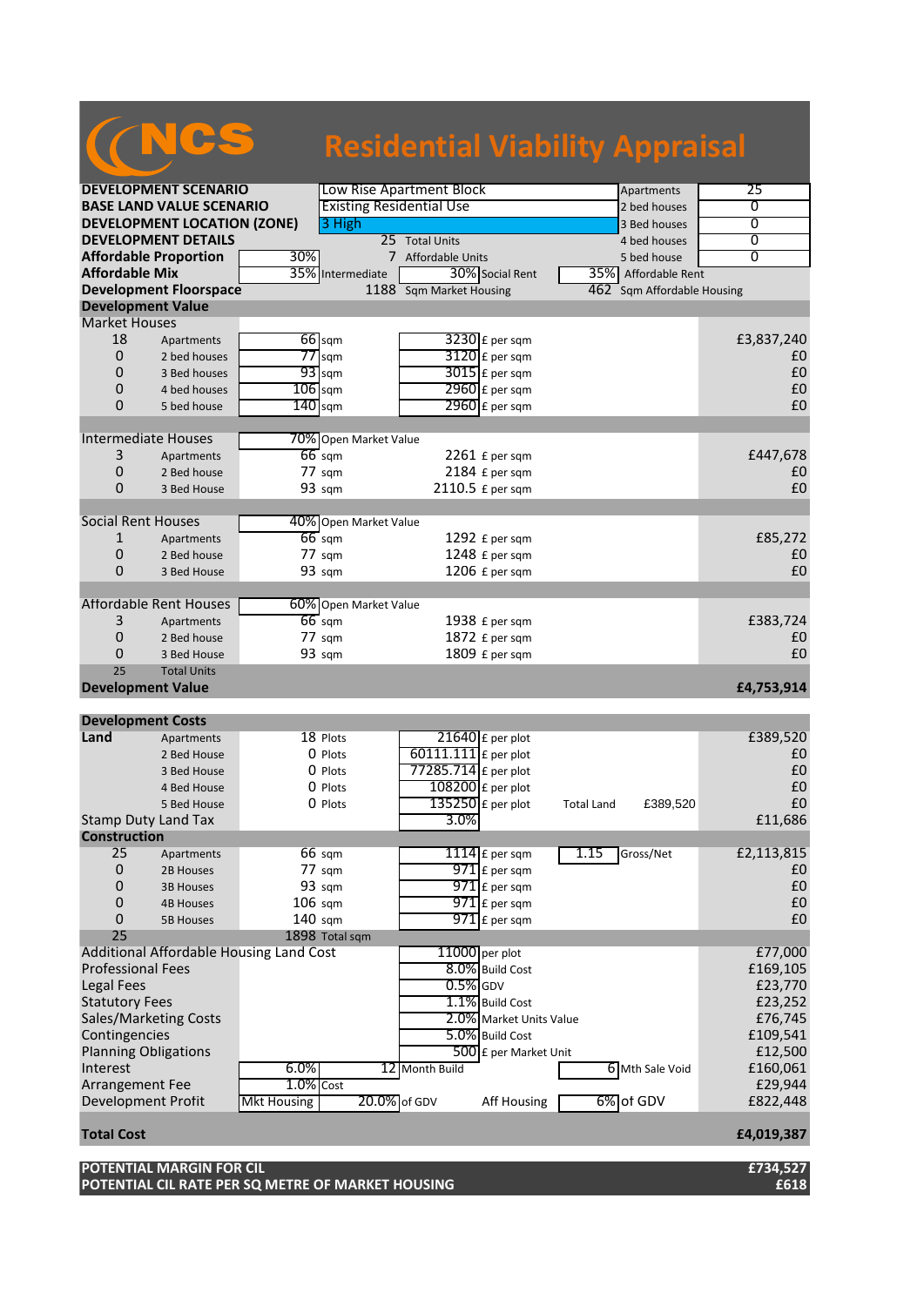# NCS Residential Viability Appraisal

| | | | | | |
|---|---|---|---|---|---|
| **DEVELOPMENT SCENARIO** | Low Rise Apartment Block | | | Apartments | 25 |
| **BASE LAND VALUE SCENARIO** | Existing Residential Use | | | 2 bed houses | 0 |
| **DEVELOPMENT LOCATION (ZONE)** | 3 High | | | 3 Bed houses | 0 |
| **DEVELOPMENT DETAILS** | 25 Total Units | | | 4 bed houses | 0 |
| **Affordable Proportion** | 30% | 7 Affordable Units | | 5 bed house | 0 |
| **Affordable Mix** | 35% Intermediate | 30% Social Rent | | 35% Affordable Rent | |
| **Development Floorspace** | 1188 Sqm Market Housing | | | 462 Sqm Affordable Housing | |

| | | | | |
|---|---|---|---|---|
| **Development Value** | | | | |
| **Market Houses** | | | | |
| 18 | Apartments | 66 sqm | 3230 £ per sqm | £3,837,240 |
| 0 | 2 bed houses | 77 sqm | 3120 £ per sqm | £0 |
| 0 | 3 Bed houses | 93 sqm | 3015 £ per sqm | £0 |
| 0 | 4 bed houses | 106 sqm | 2960 £ per sqm | £0 |
| 0 | 5 bed house | 140 sqm | 2960 £ per sqm | £0 |
| **Intermediate Houses** | | 70% Open Market Value | | |
| 3 | Apartments | 66 sqm | 2261 £ per sqm | £447,678 |
| 0 | 2 Bed house | 77 sqm | 2184 £ per sqm | £0 |
| 0 | 3 Bed House | 93 sqm | 2110.5 £ per sqm | £0 |
| **Social Rent Houses** | | 40% Open Market Value | | |
| 1 | Apartments | 66 sqm | 1292 £ per sqm | £85,272 |
| 0 | 2 Bed house | 77 sqm | 1248 £ per sqm | £0 |
| 0 | 3 Bed House | 93 sqm | 1206 £ per sqm | £0 |
| **Affordable Rent Houses** | | 60% Open Market Value | | |
| 3 | Apartments | 66 sqm | 1938 £ per sqm | £383,724 |
| 0 | 2 Bed house | 77 sqm | 1872 £ per sqm | £0 |
| 0 | 3 Bed House | 93 sqm | 1809 £ per sqm | £0 |
| 25 | Total Units | | | |
| **Development Value** | | | | **£4,753,914** |

| | | | | | | |
|---|---|---|---|---|---|---|
| **Development Costs** | | | | | | |
| **Land** | Apartments | 18 Plots | 21640 £ per plot | | | £389,520 |
| | 2 Bed House | 0 Plots | 60111.111 £ per plot | | | £0 |
| | 3 Bed House | 0 Plots | 77285.714 £ per plot | | | £0 |
| | 4 Bed House | 0 Plots | 108200 £ per plot | | | £0 |
| | 5 Bed House | 0 Plots | 135250 £ per plot | Total Land | £389,520 | £0 |
| Stamp Duty Land Tax | | | 3.0% | | | £11,686 |
| **Construction** | | | | | | |
| 25 | Apartments | 66 sqm | 1114 £ per sqm | 1.15 | Gross/Net | £2,113,815 |
| 0 | 2B Houses | 77 sqm | 971 £ per sqm | | | £0 |
| 0 | 3B Houses | 93 sqm | 971 £ per sqm | | | £0 |
| 0 | 4B Houses | 106 sqm | 971 £ per sqm | | | £0 |
| 0 | 5B Houses | 140 sqm | 971 £ per sqm | | | £0 |
| 25 | | 1898 Total sqm | | | | |
| Additional Affordable Housing Land Cost | | | 11000 per plot | | | £77,000 |
| Professional Fees | | | 8.0% Build Cost | | | £169,105 |
| Legal Fees | | | 0.5% GDV | | | £23,770 |
| Statutory Fees | | | 1.1% Build Cost | | | £23,252 |
| Sales/Marketing Costs | | | 2.0% Market Units Value | | | £76,745 |
| Contingencies | | | 5.0% Build Cost | | | £109,541 |
| Planning Obligations | | | 500 £ per Market Unit | | | £12,500 |
| Interest | 6.0% | | 12 Month Build | 6 | Mth Sale Void | £160,061 |
| Arrangement Fee | 1.0% Cost | | | | | £29,944 |
| Development Profit | Mkt Housing | 20.0% of GDV | Aff Housing | 6% | of GDV | £822,448 |
| **Total Cost** | | | | | | **£4,019,387** |

| | |
|---|---|
| **POTENTIAL MARGIN FOR CIL** | **£734,527** |
| **POTENTIAL CIL RATE PER SQ METRE OF MARKET HOUSING** | **£618** |